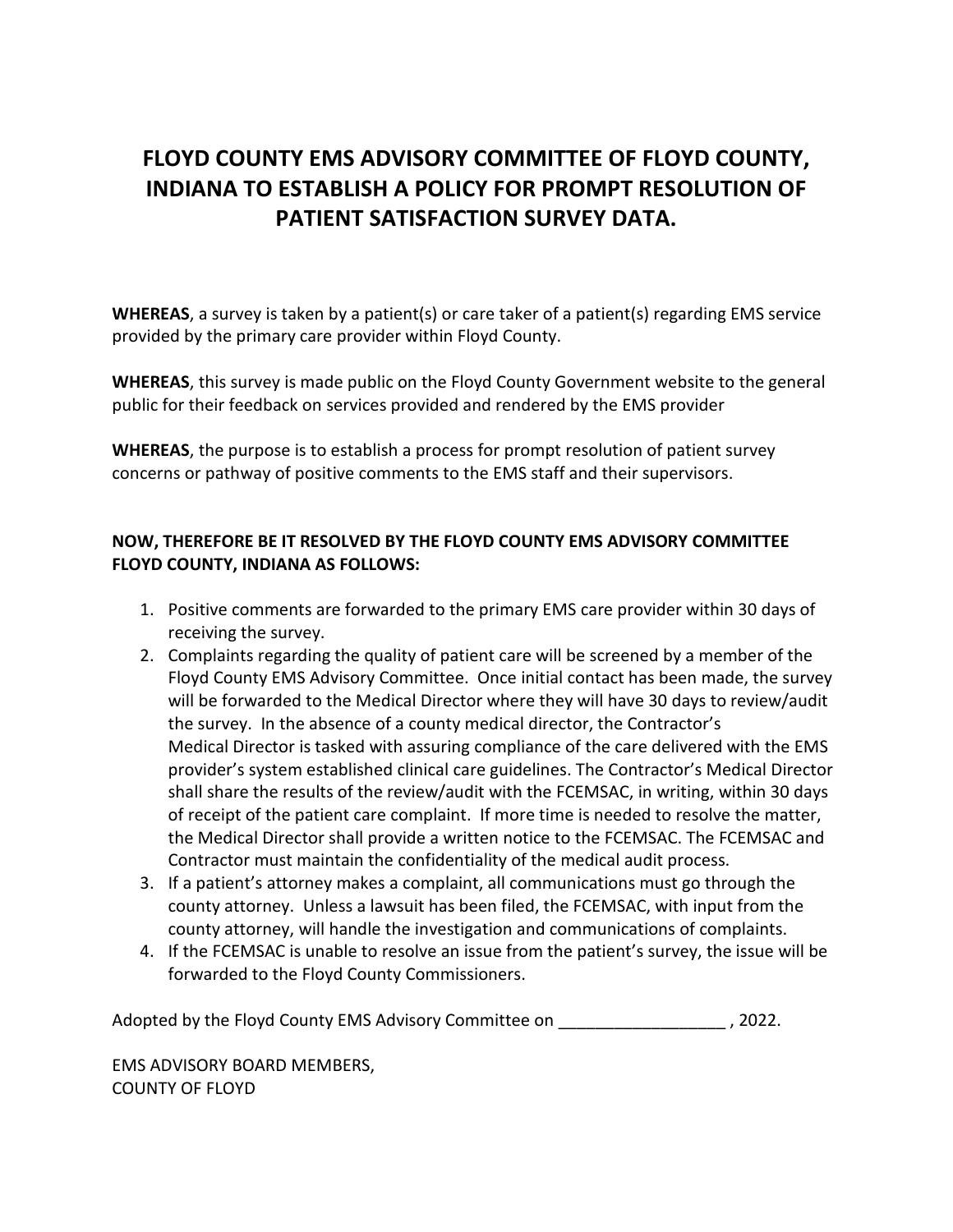# FLOYD COUNTY EMS ADVISORY COMMITTEE OF FLOYD COUNTY, INDIANA TO ESTABLISH A POLICY FOR PROMPT RESOLUTION OF PATIENT SATISFACTION SURVEY DATA.

**WHEREAS**, a survey is taken by a patient(s) or care taker of a patient(s) regarding EMS service provided by the primary care provider within Floyd County.

**WHEREAS**, this survey is made public on the Floyd County Government website to the general public for their feedback on services provided and rendered by the EMS provider

**WHEREAS**, the purpose is to establish a process for prompt resolution of patient survey concerns or pathway of positive comments to the EMS staff and their supervisors.

**NOW, THEREFORE BE IT RESOLVED BY THE FLOYD COUNTY EMS ADVISORY COMMITTEE FLOYD COUNTY, INDIANA AS FOLLOWS:**

1. Positive comments are forwarded to the primary EMS care provider within 30 days of receiving the survey.
2. Complaints regarding the quality of patient care will be screened by a member of the Floyd County EMS Advisory Committee. Once initial contact has been made, the survey will be forwarded to the Medical Director where they will have 30 days to review/audit the survey. In the absence of a county medical director, the Contractor's Medical Director is tasked with assuring compliance of the care delivered with the EMS provider's system established clinical care guidelines. The Contractor's Medical Director shall share the results of the review/audit with the FCEMSAC, in writing, within 30 days of receipt of the patient care complaint. If more time is needed to resolve the matter, the Medical Director shall provide a written notice to the FCEMSAC. The FCEMSAC and Contractor must maintain the confidentiality of the medical audit process.
3. If a patient's attorney makes a complaint, all communications must go through the county attorney. Unless a lawsuit has been filed, the FCEMSAC, with input from the county attorney, will handle the investigation and communications of complaints.
4. If the FCEMSAC is unable to resolve an issue from the patient's survey, the issue will be forwarded to the Floyd County Commissioners.

Adopted by the Floyd County EMS Advisory Committee on __________________ , 2022.

EMS ADVISORY BOARD MEMBERS,
COUNTY OF FLOYD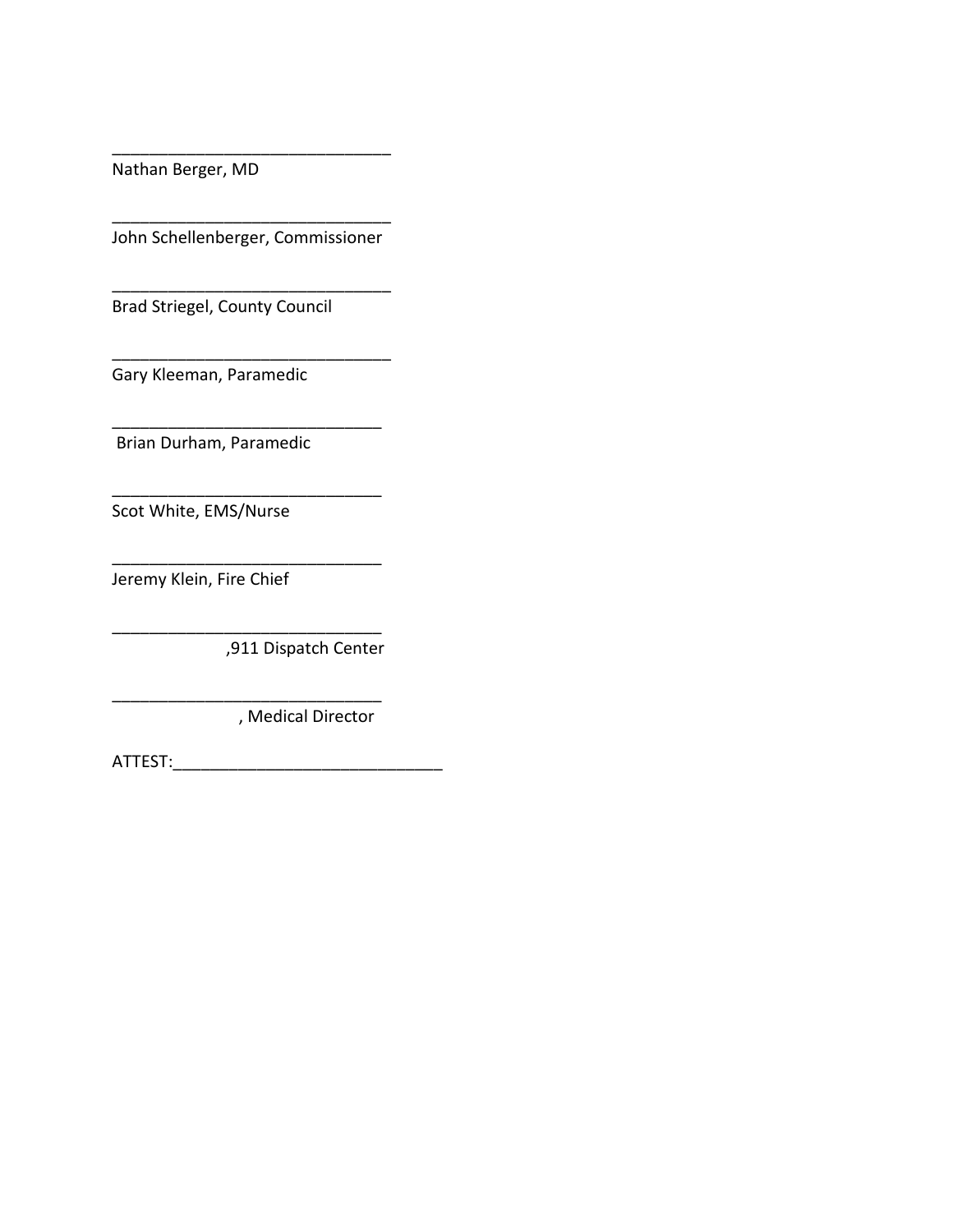______________________________
Nathan Berger, MD

______________________________
John Schellenberger, Commissioner

______________________________
Brad Striegel, County Council

______________________________
Gary Kleeman, Paramedic

______________________________
Brian Durham, Paramedic

______________________________
Scot White, EMS/Nurse

______________________________
Jeremy Klein, Fire Chief

______________________________
,911 Dispatch Center

______________________________
, Medical Director

ATTEST:______________________________